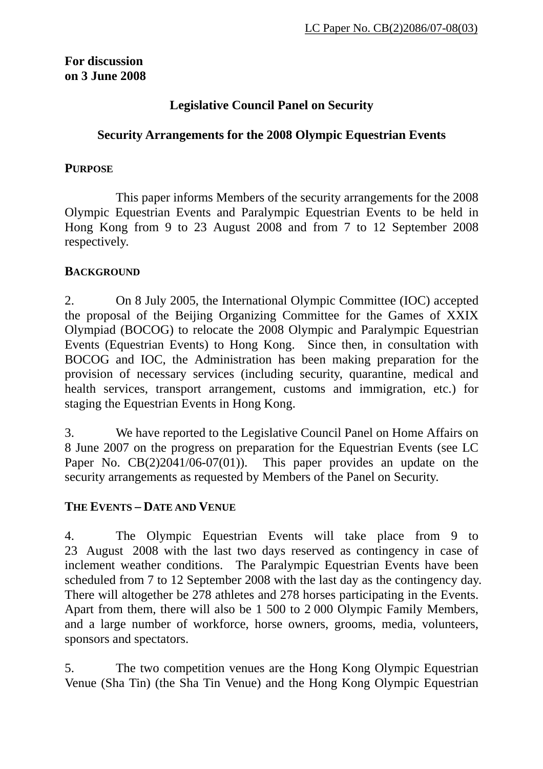LC Paper No. CB(2)2086/07-08(03)

**For discussion on 3 June 2008**

**Legislative Council Panel on Security**

**Security Arrangements for the 2008 Olympic Equestrian Events**

**PURPOSE**

This paper informs Members of the security arrangements for the 2008 Olympic Equestrian Events and Paralympic Equestrian Events to be held in Hong Kong from 9 to 23 August 2008 and from 7 to 12 September 2008 respectively.

**BACKGROUND**

2. On 8 July 2005, the International Olympic Committee (IOC) accepted the proposal of the Beijing Organizing Committee for the Games of XXIX Olympiad (BOCOG) to relocate the 2008 Olympic and Paralympic Equestrian Events (Equestrian Events) to Hong Kong. Since then, in consultation with BOCOG and IOC, the Administration has been making preparation for the provision of necessary services (including security, quarantine, medical and health services, transport arrangement, customs and immigration, etc.) for staging the Equestrian Events in Hong Kong.

3. We have reported to the Legislative Council Panel on Home Affairs on 8 June 2007 on the progress on preparation for the Equestrian Events (see LC Paper No. CB(2)2041/06-07(01)). This paper provides an update on the security arrangements as requested by Members of the Panel on Security.

**THE EVENTS – DATE AND VENUE**

4. The Olympic Equestrian Events will take place from 9 to 23 August 2008 with the last two days reserved as contingency in case of inclement weather conditions. The Paralympic Equestrian Events have been scheduled from 7 to 12 September 2008 with the last day as the contingency day. There will altogether be 278 athletes and 278 horses participating in the Events. Apart from them, there will also be 1 500 to 2 000 Olympic Family Members, and a large number of workforce, horse owners, grooms, media, volunteers, sponsors and spectators.

5. The two competition venues are the Hong Kong Olympic Equestrian Venue (Sha Tin) (the Sha Tin Venue) and the Hong Kong Olympic Equestrian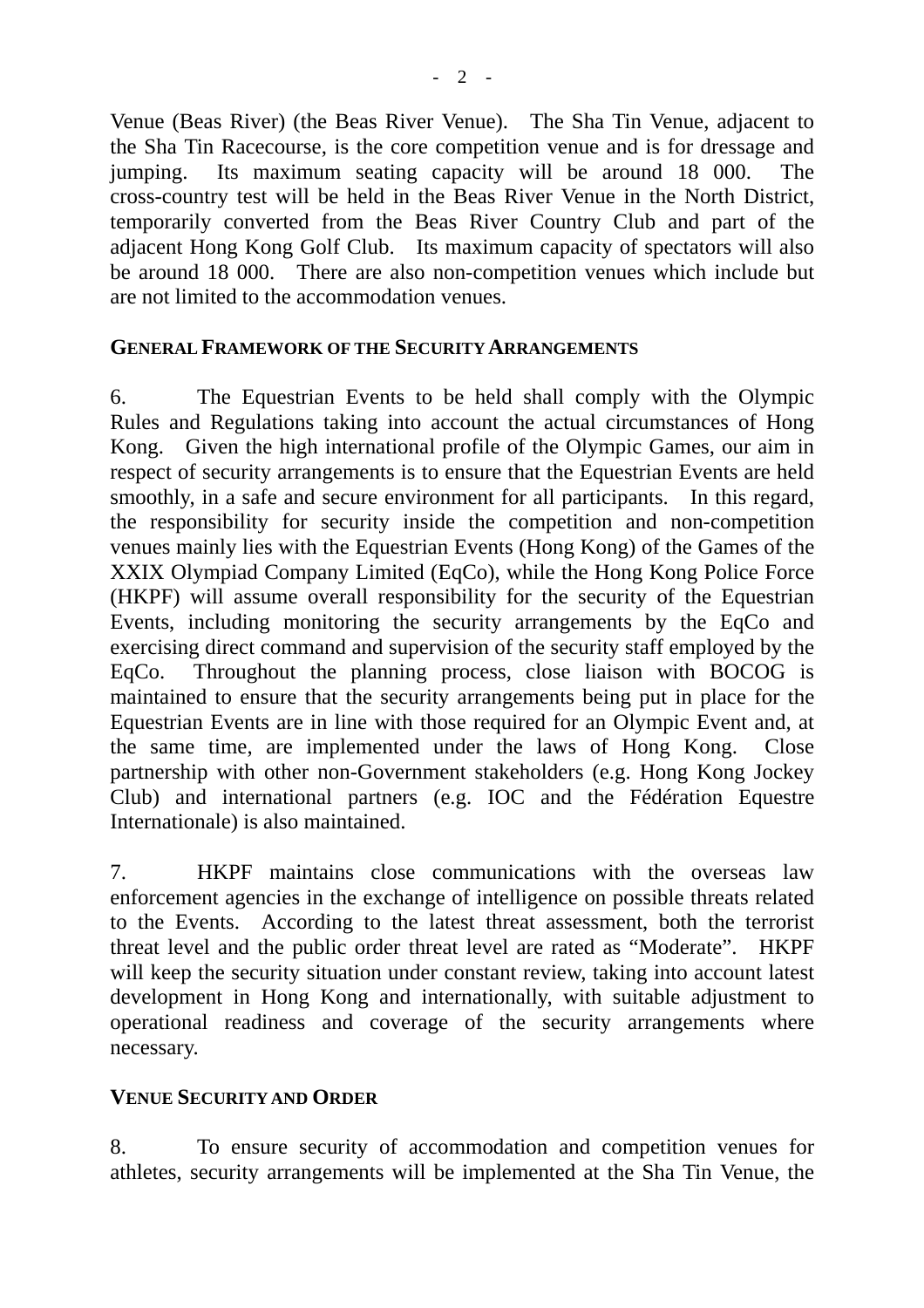Venue (Beas River) (the Beas River Venue). The Sha Tin Venue, adjacent to the Sha Tin Racecourse, is the core competition venue and is for dressage and jumping. Its maximum seating capacity will be around 18 000. The cross-country test will be held in the Beas River Venue in the North District, temporarily converted from the Beas River Country Club and part of the adjacent Hong Kong Golf Club. Its maximum capacity of spectators will also be around 18 000. There are also non-competition venues which include but are not limited to the accommodation venues.

## GENERAL FRAMEWORK OF THE SECURITY ARRANGEMENTS

6. The Equestrian Events to be held shall comply with the Olympic Rules and Regulations taking into account the actual circumstances of Hong Kong. Given the high international profile of the Olympic Games, our aim in respect of security arrangements is to ensure that the Equestrian Events are held smoothly, in a safe and secure environment for all participants. In this regard, the responsibility for security inside the competition and non-competition venues mainly lies with the Equestrian Events (Hong Kong) of the Games of the XXIX Olympiad Company Limited (EqCo), while the Hong Kong Police Force (HKPF) will assume overall responsibility for the security of the Equestrian Events, including monitoring the security arrangements by the EqCo and exercising direct command and supervision of the security staff employed by the EqCo. Throughout the planning process, close liaison with BOCOG is maintained to ensure that the security arrangements being put in place for the Equestrian Events are in line with those required for an Olympic Event and, at the same time, are implemented under the laws of Hong Kong. Close partnership with other non-Government stakeholders (e.g. Hong Kong Jockey Club) and international partners (e.g. IOC and the Fédération Equestre Internationale) is also maintained.

7. HKPF maintains close communications with the overseas law enforcement agencies in the exchange of intelligence on possible threats related to the Events. According to the latest threat assessment, both the terrorist threat level and the public order threat level are rated as “Moderate”. HKPF will keep the security situation under constant review, taking into account latest development in Hong Kong and internationally, with suitable adjustment to operational readiness and coverage of the security arrangements where necessary.

## VENUE SECURITY AND ORDER

8. To ensure security of accommodation and competition venues for athletes, security arrangements will be implemented at the Sha Tin Venue, the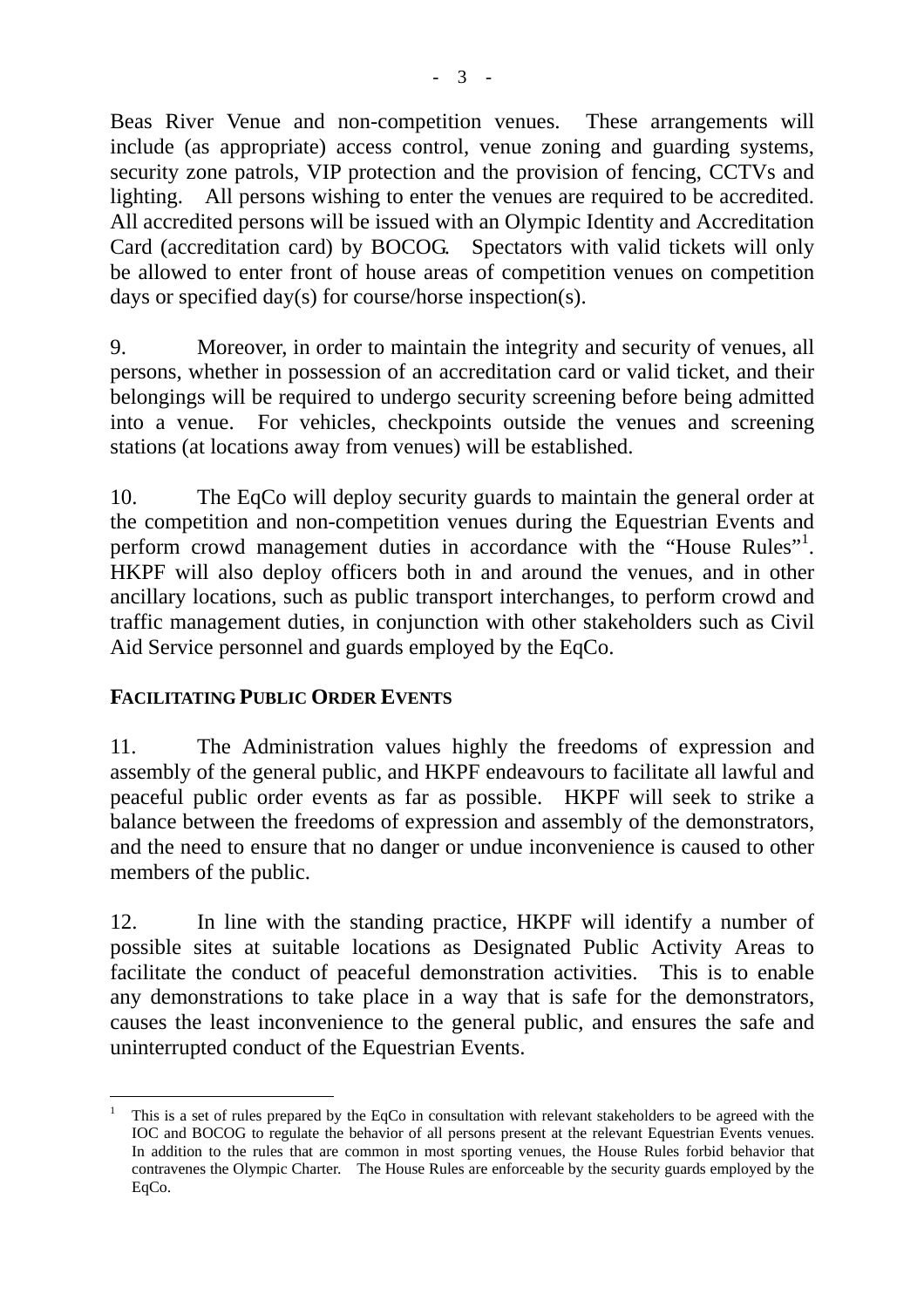Beas River Venue and non-competition venues. These arrangements will include (as appropriate) access control, venue zoning and guarding systems, security zone patrols, VIP protection and the provision of fencing, CCTVs and lighting. All persons wishing to enter the venues are required to be accredited. All accredited persons will be issued with an Olympic Identity and Accreditation Card (accreditation card) by BOCOG. Spectators with valid tickets will only be allowed to enter front of house areas of competition venues on competition days or specified day(s) for course/horse inspection(s).

9. Moreover, in order to maintain the integrity and security of venues, all persons, whether in possession of an accreditation card or valid ticket, and their belongings will be required to undergo security screening before being admitted into a venue. For vehicles, checkpoints outside the venues and screening stations (at locations away from venues) will be established.

10. The EqCo will deploy security guards to maintain the general order at the competition and non-competition venues during the Equestrian Events and perform crowd management duties in accordance with the "House Rules"[1]. HKPF will also deploy officers both in and around the venues, and in other ancillary locations, such as public transport interchanges, to perform crowd and traffic management duties, in conjunction with other stakeholders such as Civil Aid Service personnel and guards employed by the EqCo.

## FACILITATING PUBLIC ORDER EVENTS

11. The Administration values highly the freedoms of expression and assembly of the general public, and HKPF endeavours to facilitate all lawful and peaceful public order events as far as possible. HKPF will seek to strike a balance between the freedoms of expression and assembly of the demonstrators, and the need to ensure that no danger or undue inconvenience is caused to other members of the public.

12. In line with the standing practice, HKPF will identify a number of possible sites at suitable locations as Designated Public Activity Areas to facilitate the conduct of peaceful demonstration activities. This is to enable any demonstrations to take place in a way that is safe for the demonstrators, causes the least inconvenience to the general public, and ensures the safe and uninterrupted conduct of the Equestrian Events.

---

[1] This is a set of rules prepared by the EqCo in consultation with relevant stakeholders to be agreed with the IOC and BOCOG to regulate the behavior of all persons present at the relevant Equestrian Events venues. In addition to the rules that are common in most sporting venues, the House Rules forbid behavior that contravenes the Olympic Charter. The House Rules are enforceable by the security guards employed by the EqCo.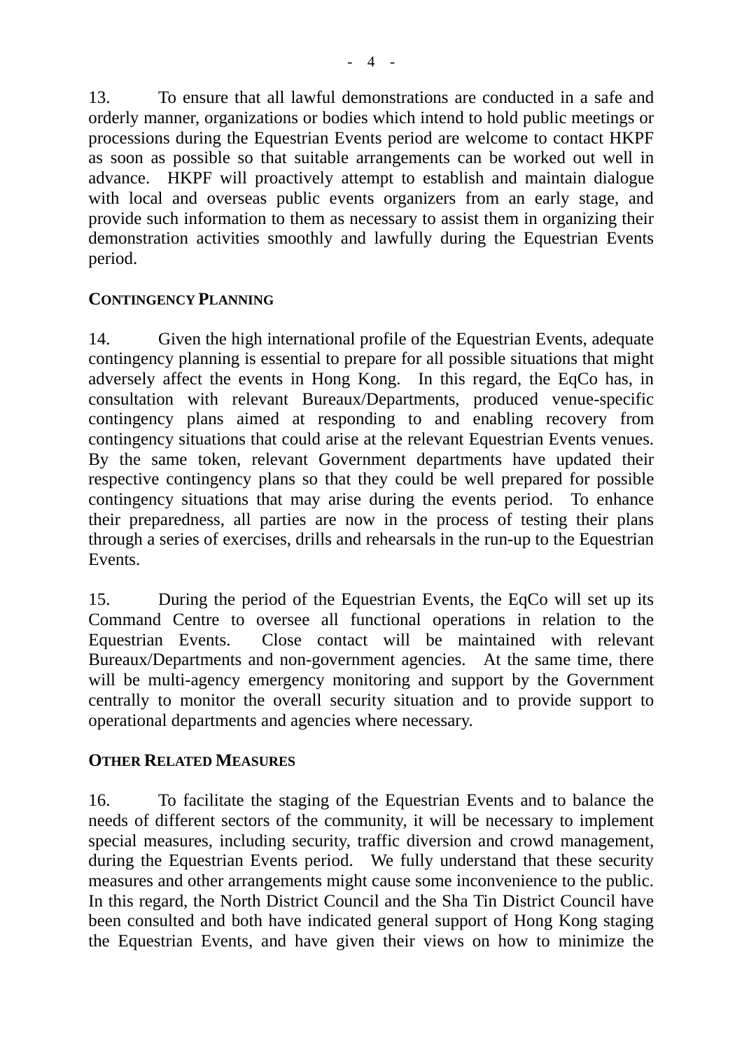13. To ensure that all lawful demonstrations are conducted in a safe and orderly manner, organizations or bodies which intend to hold public meetings or processions during the Equestrian Events period are welcome to contact HKPF as soon as possible so that suitable arrangements can be worked out well in advance. HKPF will proactively attempt to establish and maintain dialogue with local and overseas public events organizers from an early stage, and provide such information to them as necessary to assist them in organizing their demonstration activities smoothly and lawfully during the Equestrian Events period.

## CONTINGENCY PLANNING

14. Given the high international profile of the Equestrian Events, adequate contingency planning is essential to prepare for all possible situations that might adversely affect the events in Hong Kong. In this regard, the EqCo has, in consultation with relevant Bureaux/Departments, produced venue-specific contingency plans aimed at responding to and enabling recovery from contingency situations that could arise at the relevant Equestrian Events venues. By the same token, relevant Government departments have updated their respective contingency plans so that they could be well prepared for possible contingency situations that may arise during the events period. To enhance their preparedness, all parties are now in the process of testing their plans through a series of exercises, drills and rehearsals in the run-up to the Equestrian Events.

15. During the period of the Equestrian Events, the EqCo will set up its Command Centre to oversee all functional operations in relation to the Equestrian Events. Close contact will be maintained with relevant Bureaux/Departments and non-government agencies. At the same time, there will be multi-agency emergency monitoring and support by the Government centrally to monitor the overall security situation and to provide support to operational departments and agencies where necessary.

## OTHER RELATED MEASURES

16. To facilitate the staging of the Equestrian Events and to balance the needs of different sectors of the community, it will be necessary to implement special measures, including security, traffic diversion and crowd management, during the Equestrian Events period. We fully understand that these security measures and other arrangements might cause some inconvenience to the public. In this regard, the North District Council and the Sha Tin District Council have been consulted and both have indicated general support of Hong Kong staging the Equestrian Events, and have given their views on how to minimize the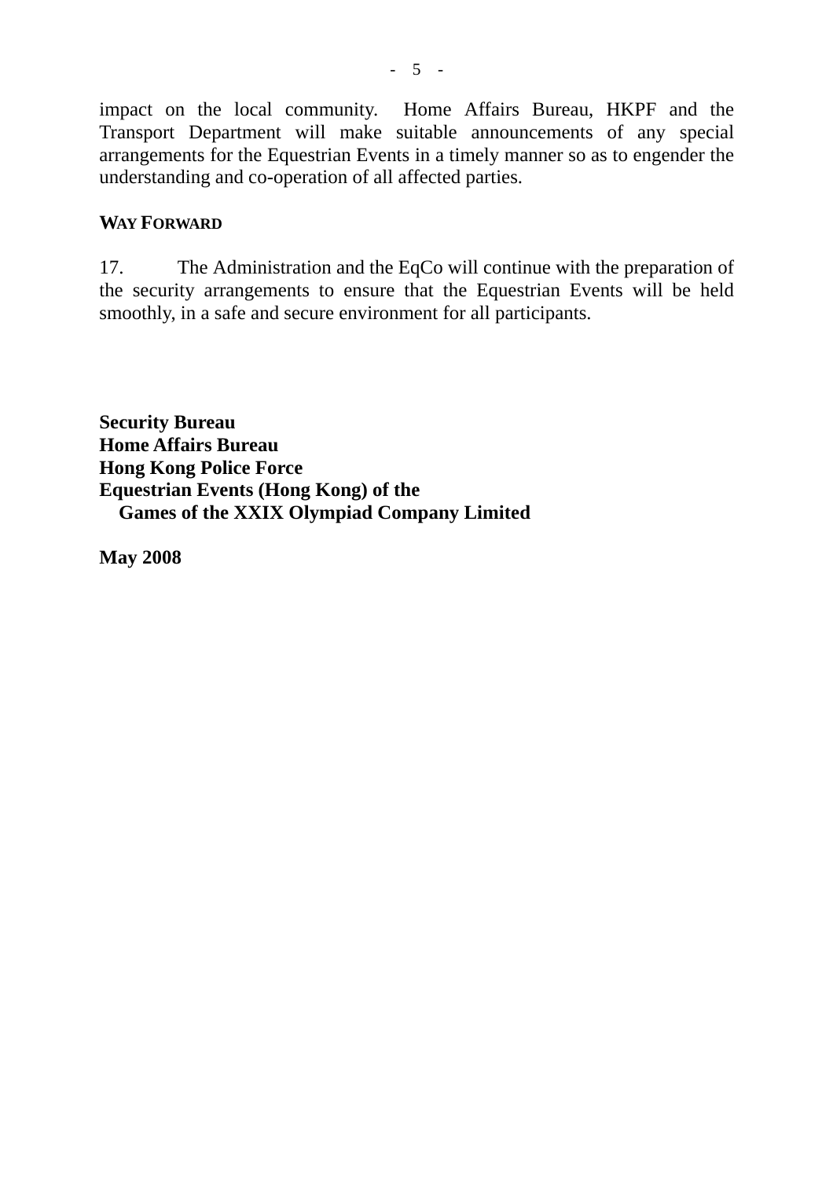impact on the local community. Home Affairs Bureau, HKPF and the Transport Department will make suitable announcements of any special arrangements for the Equestrian Events in a timely manner so as to engender the understanding and co-operation of all affected parties.

## WAY FORWARD

17. The Administration and the EqCo will continue with the preparation of the security arrangements to ensure that the Equestrian Events will be held smoothly, in a safe and secure environment for all participants.

**Security Bureau**
**Home Affairs Bureau**
**Hong Kong Police Force**
**Equestrian Events (Hong Kong) of the Games of the XXIX Olympiad Company Limited**

**May 2008**